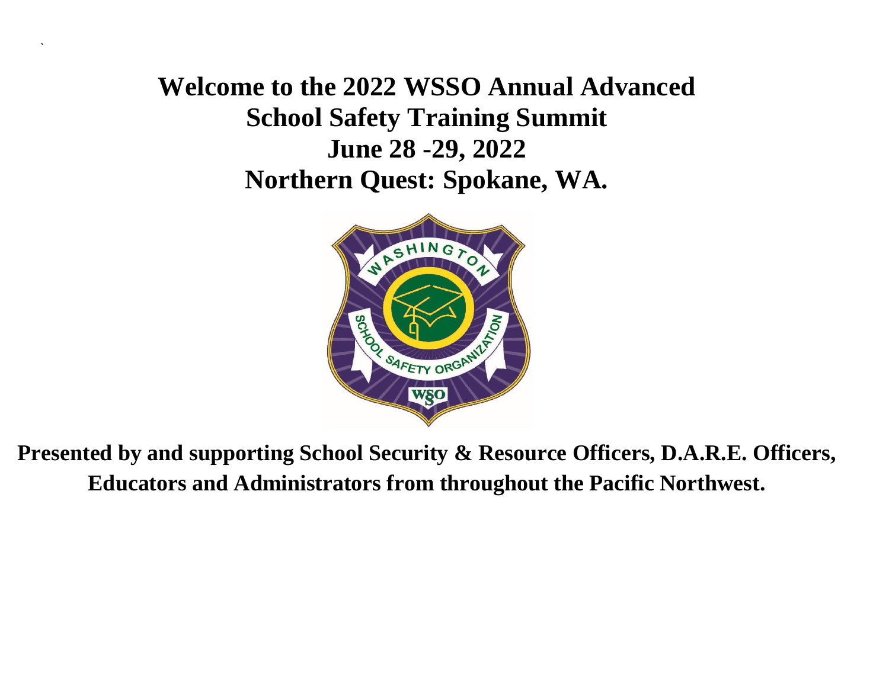# Welcome to the 2022 WSSO Annual Advanced School Safety Training Summit

# June 28 -29, 2022

# Northern Quest: Spokane, WA.

**Presented by and supporting School Security & Resource Officers, D.A.R.E. Officers, Educators and Administrators from throughout the Pacific Northwest.**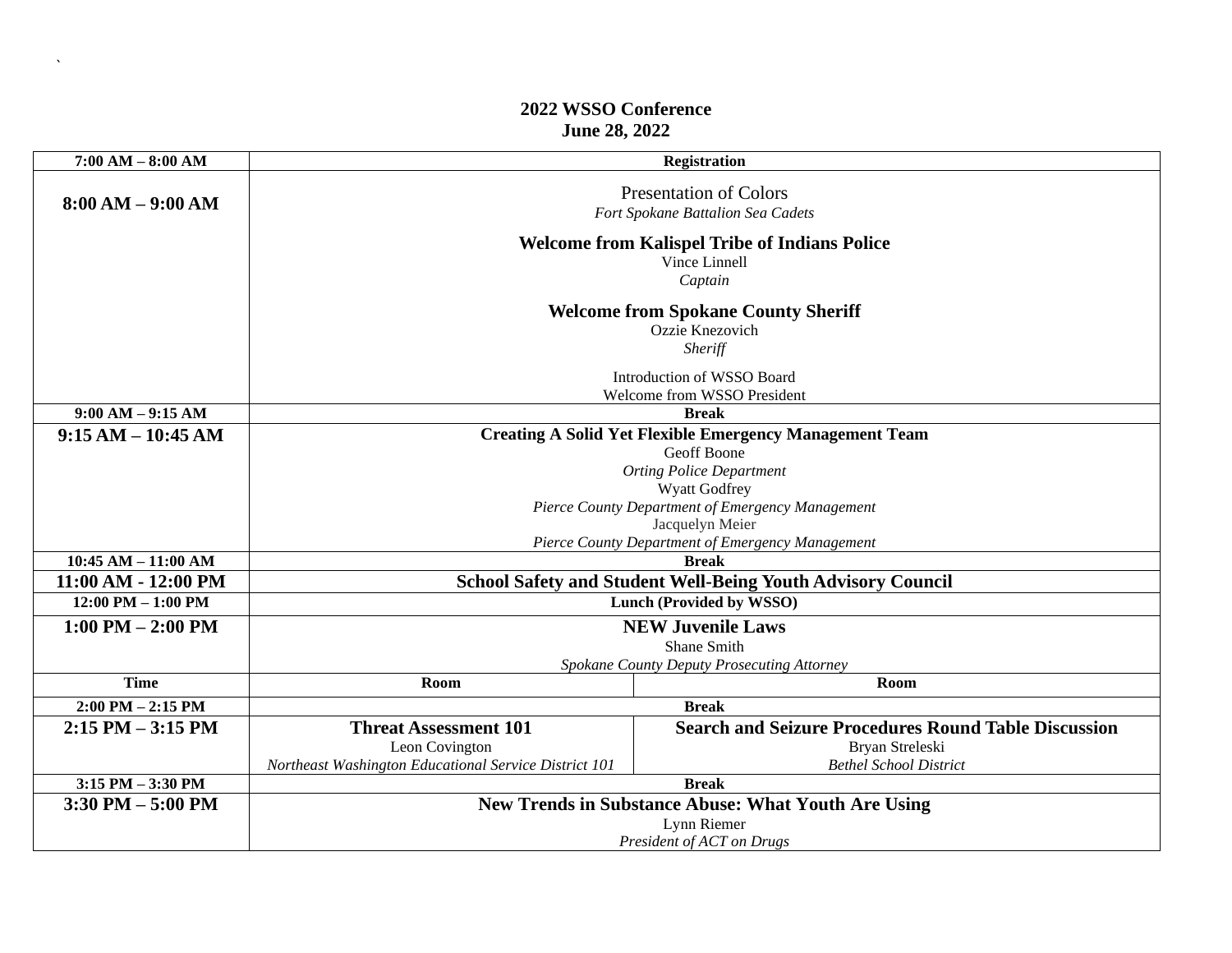`

**2022 WSSO Conference**
**June 28, 2022**

| **7:00 AM – 8:00 AM** | **Registration** | |
|---|---|---|
| **8:00 AM – 9:00 AM** | Presentation of Colors<br>*Fort Spokane Battalion Sea Cadets*<br><br>**Welcome from Kalispel Tribe of Indians Police**<br>Vince Linnell<br>*Captain*<br><br>**Welcome from Spokane County Sheriff**<br>Ozzie Knezovich<br>*Sheriff*<br><br>Introduction of WSSO Board<br>Welcome from WSSO President | |
| **9:00 AM – 9:15 AM** | **Break** | |
| **9:15 AM – 10:45 AM** | **Creating A Solid Yet Flexible Emergency Management Team**<br>Geoff Boone<br>*Orting Police Department*<br>Wyatt Godfrey<br>*Pierce County Department of Emergency Management*<br>Jacquelyn Meier<br>*Pierce County Department of Emergency Management* | |
| **10:45 AM – 11:00 AM** | **Break** | |
| **11:00 AM - 12:00 PM** | **School Safety and Student Well-Being Youth Advisory Council** | |
| **12:00 PM – 1:00 PM** | **Lunch (Provided by WSSO)** | |
| **1:00 PM – 2:00 PM** | **NEW Juvenile Laws**<br>Shane Smith<br>*Spokane County Deputy Prosecuting Attorney* | |
| **Time** | **Room** | **Room** |
| **2:00 PM – 2:15 PM** | **Break** | |
| **2:15 PM – 3:15 PM** | **Threat Assessment 101**<br>Leon Covington<br>*Northeast Washington Educational Service District 101* | **Search and Seizure Procedures Round Table Discussion**<br>Bryan Streleski<br>*Bethel School District* |
| **3:15 PM – 3:30 PM** | **Break** | |
| **3:30 PM – 5:00 PM** | **New Trends in Substance Abuse: What Youth Are Using**<br>Lynn Riemer<br>*President of ACT on Drugs* | |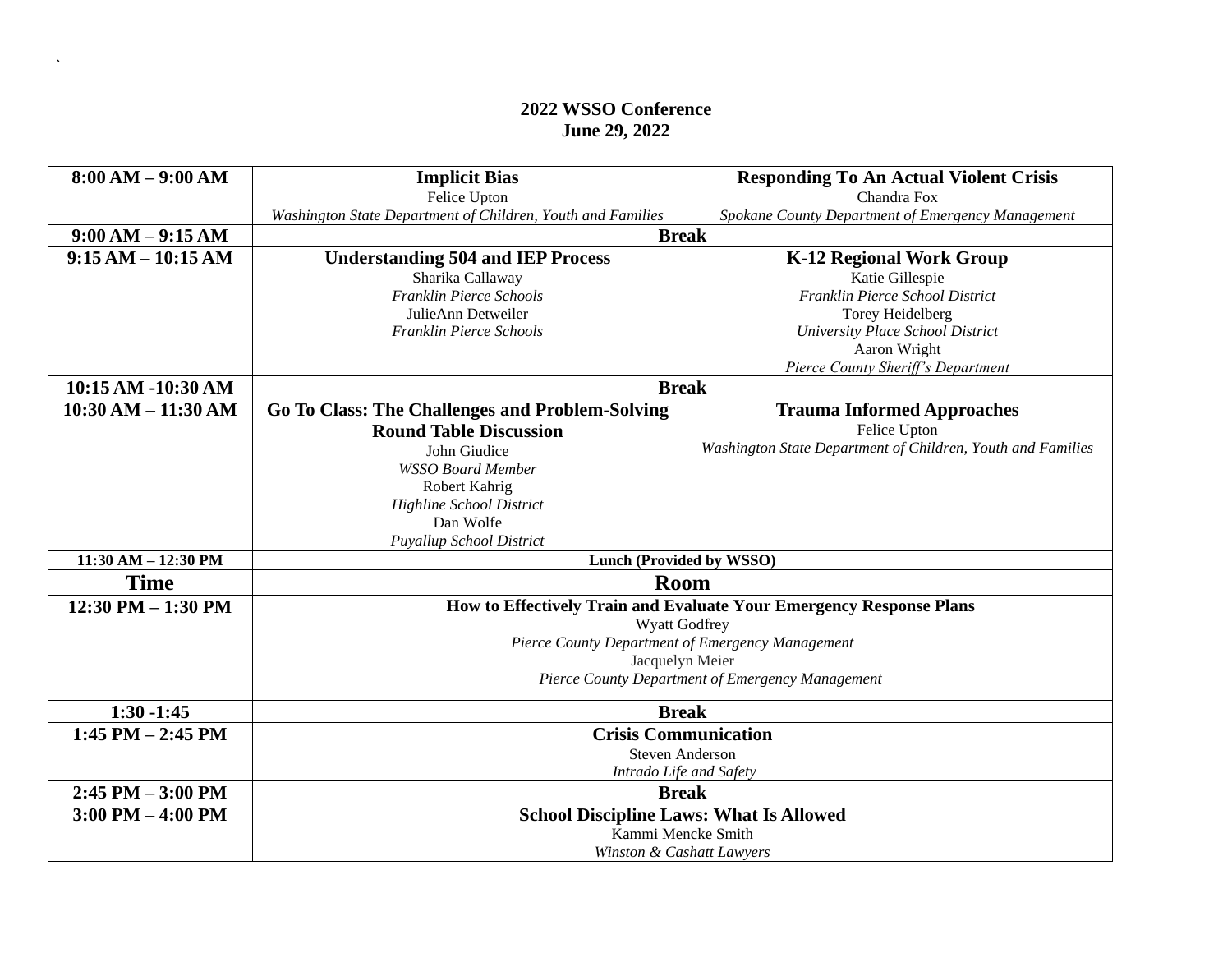`

**2022 WSSO Conference**
**June 29, 2022**

| | | |
|---|---|---|
| **8:00 AM – 9:00 AM** | **Implicit Bias**<br>Felice Upton<br>*Washington State Department of Children, Youth and Families* | **Responding To An Actual Violent Crisis**<br>Chandra Fox<br>*Spokane County Department of Emergency Management* |
| **9:00 AM – 9:15 AM** | **Break** | |
| **9:15 AM – 10:15 AM** | **Understanding 504 and IEP Process**<br>Sharika Callaway<br>*Franklin Pierce Schools*<br>JulieAnn Detweiler<br>*Franklin Pierce Schools* | **K-12 Regional Work Group**<br>Katie Gillespie<br>*Franklin Pierce School District*<br>Torey Heidelberg<br>*University Place School District*<br>Aaron Wright<br>*Pierce County Sheriff's Department* |
| **10:15 AM -10:30 AM** | **Break** | |
| **10:30 AM – 11:30 AM** | **Go To Class: The Challenges and Problem-Solving Round Table Discussion**<br>John Giudice<br>*WSSO Board Member*<br>Robert Kahrig<br>*Highline School District*<br>Dan Wolfe<br>*Puyallup School District* | **Trauma Informed Approaches**<br>Felice Upton<br>*Washington State Department of Children, Youth and Families* |
| **11:30 AM – 12:30 PM** | **Lunch (Provided by WSSO)** | |
| **Time** | **Room** | |
| **12:30 PM – 1:30 PM** | **How to Effectively Train and Evaluate Your Emergency Response Plans**<br>Wyatt Godfrey<br>*Pierce County Department of Emergency Management*<br>Jacquelyn Meier<br>*Pierce County Department of Emergency Management* | |
| **1:30 -1:45** | **Break** | |
| **1:45 PM – 2:45 PM** | **Crisis Communication**<br>Steven Anderson<br>*Intrado Life and Safety* | |
| **2:45 PM – 3:00 PM** | **Break** | |
| **3:00 PM – 4:00 PM** | **School Discipline Laws: What Is Allowed**<br>Kammi Mencke Smith<br>*Winston & Cashatt Lawyers* | |